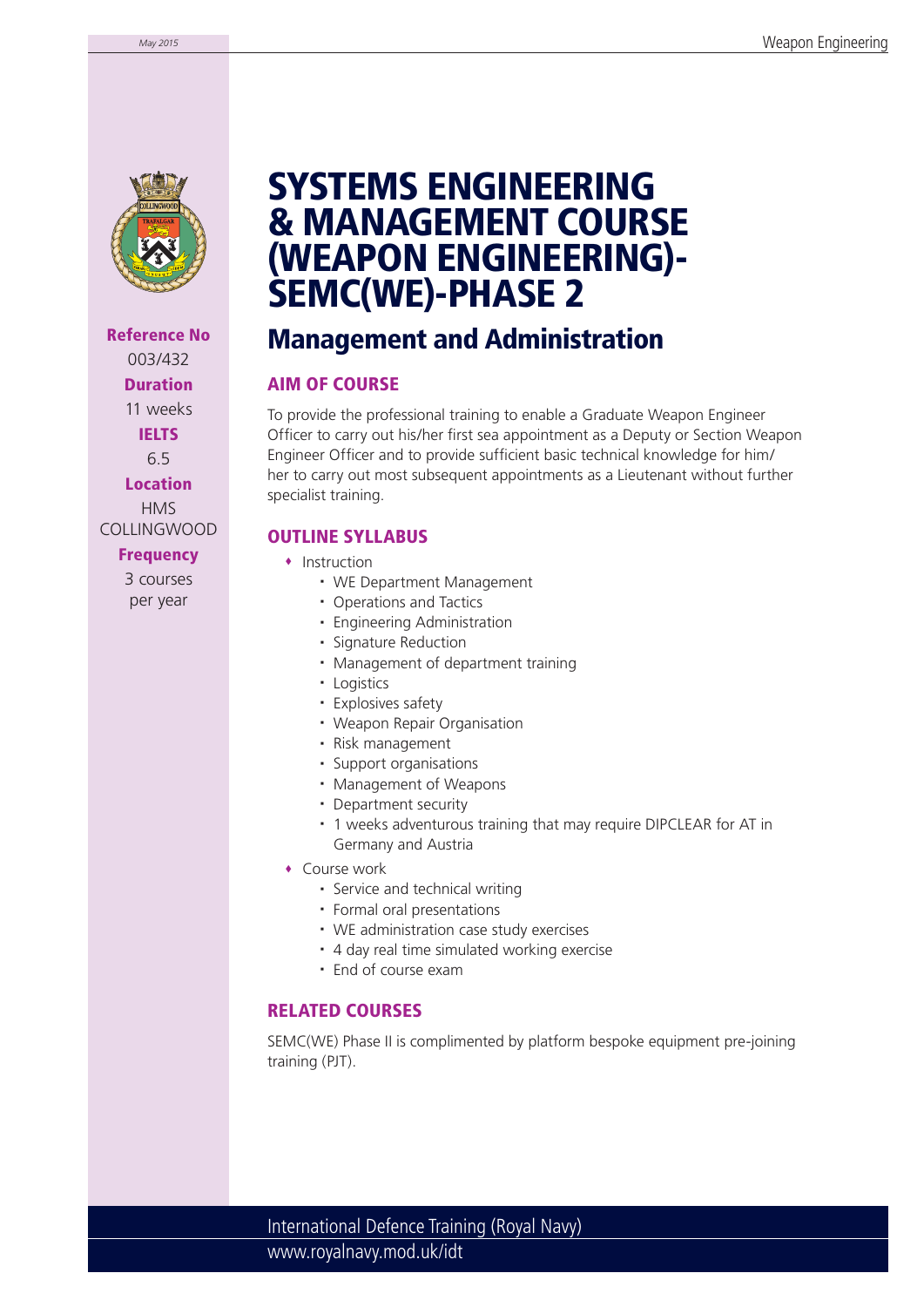# SYSTEMS ENGINEERING & MANAGEMENT COURSE (WEAPON ENGINEERING)-SEMC(WE)-PHASE 2

## Management and Administration

**Reference No**
003/432

**Duration**
11 weeks

**IELTS**
6.5

**Location**
HMS COLLINGWOOD

**Frequency**
3 courses per year

### AIM OF COURSE

To provide the professional training to enable a Graduate Weapon Engineer Officer to carry out his/her first sea appointment as a Deputy or Section Weapon Engineer Officer and to provide sufficient basic technical knowledge for him/her to carry out most subsequent appointments as a Lieutenant without further specialist training.

### OUTLINE SYLLABUS

- Instruction
  - WE Department Management
  - Operations and Tactics
  - Engineering Administration
  - Signature Reduction
  - Management of department training
  - Logistics
  - Explosives safety
  - Weapon Repair Organisation
  - Risk management
  - Support organisations
  - Management of Weapons
  - Department security
  - 1 weeks adventurous training that may require DIPCLEAR for AT in Germany and Austria
- Course work
  - Service and technical writing
  - Formal oral presentations
  - WE administration case study exercises
  - 4 day real time simulated working exercise
  - End of course exam

### RELATED COURSES

SEMC(WE) Phase II is complimented by platform bespoke equipment pre-joining training (PJT).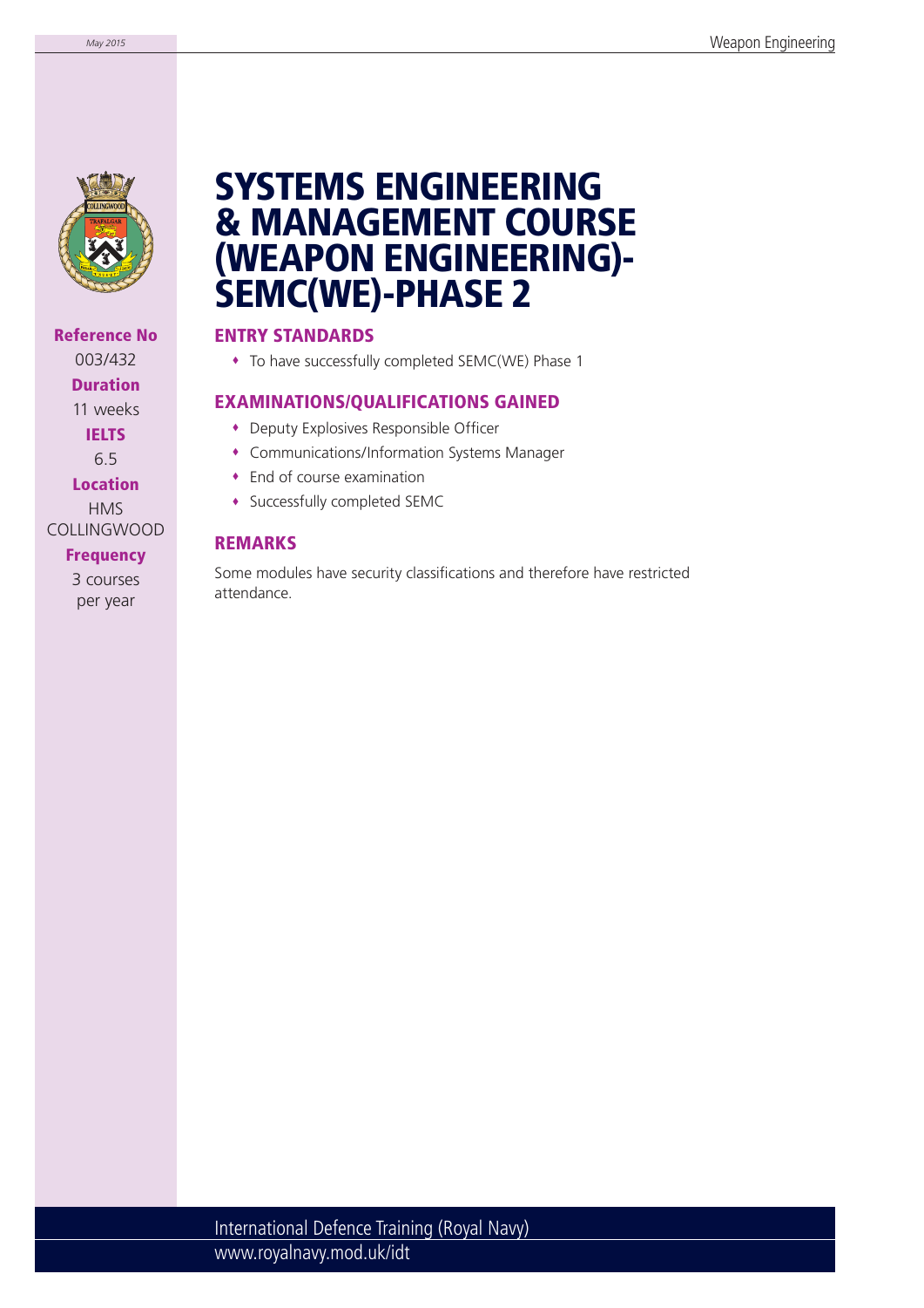# SYSTEMS ENGINEERING & MANAGEMENT COURSE (WEAPON ENGINEERING)-SEMC(WE)-PHASE 2

**Reference No**
003/432

**Duration**
11 weeks

**IELTS**
6.5

**Location**
HMS COLLINGWOOD

**Frequency**
3 courses per year

## ENTRY STANDARDS

- To have successfully completed SEMC(WE) Phase 1

## EXAMINATIONS/QUALIFICATIONS GAINED

- Deputy Explosives Responsible Officer
- Communications/Information Systems Manager
- End of course examination
- Successfully completed SEMC

## REMARKS

Some modules have security classifications and therefore have restricted attendance.